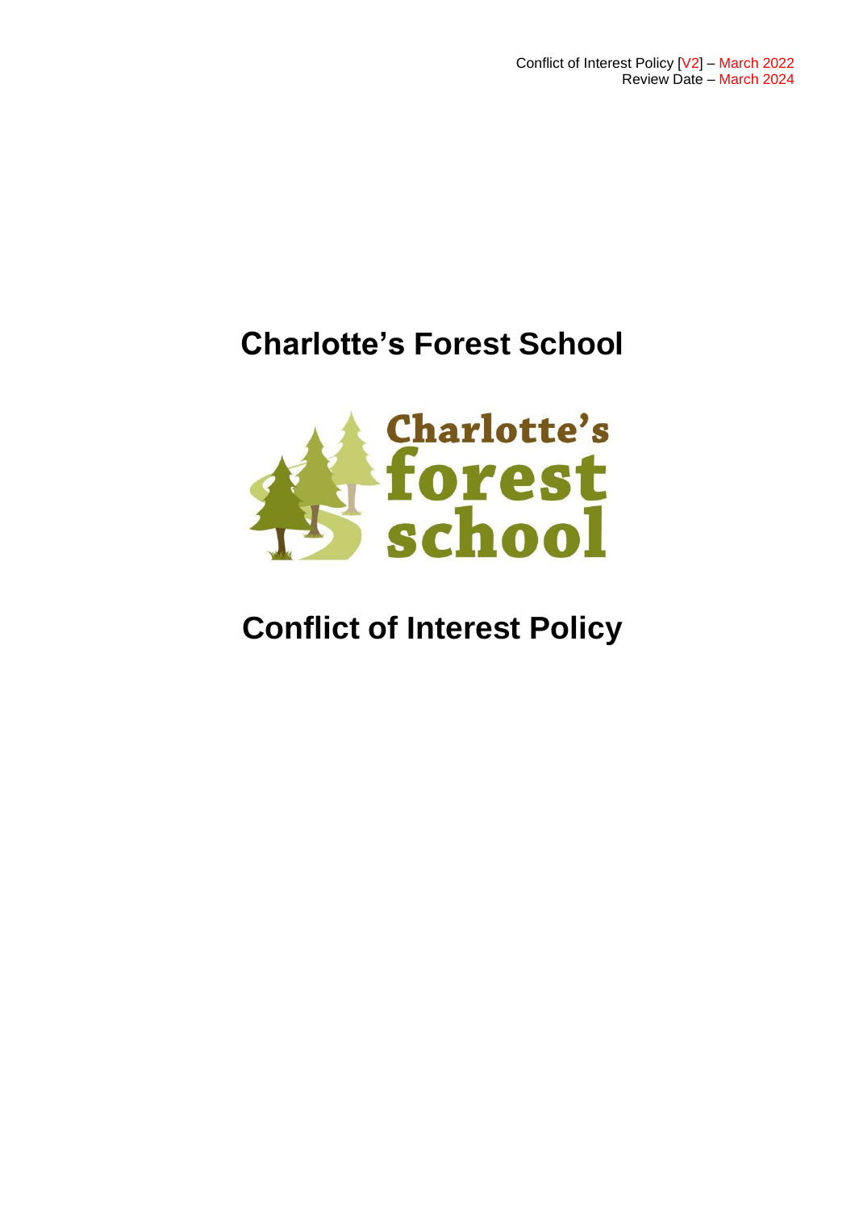Conflict of Interest Policy [V2] – March 2022
Review Date – March 2024

# Charlotte's Forest School

# Conflict of Interest Policy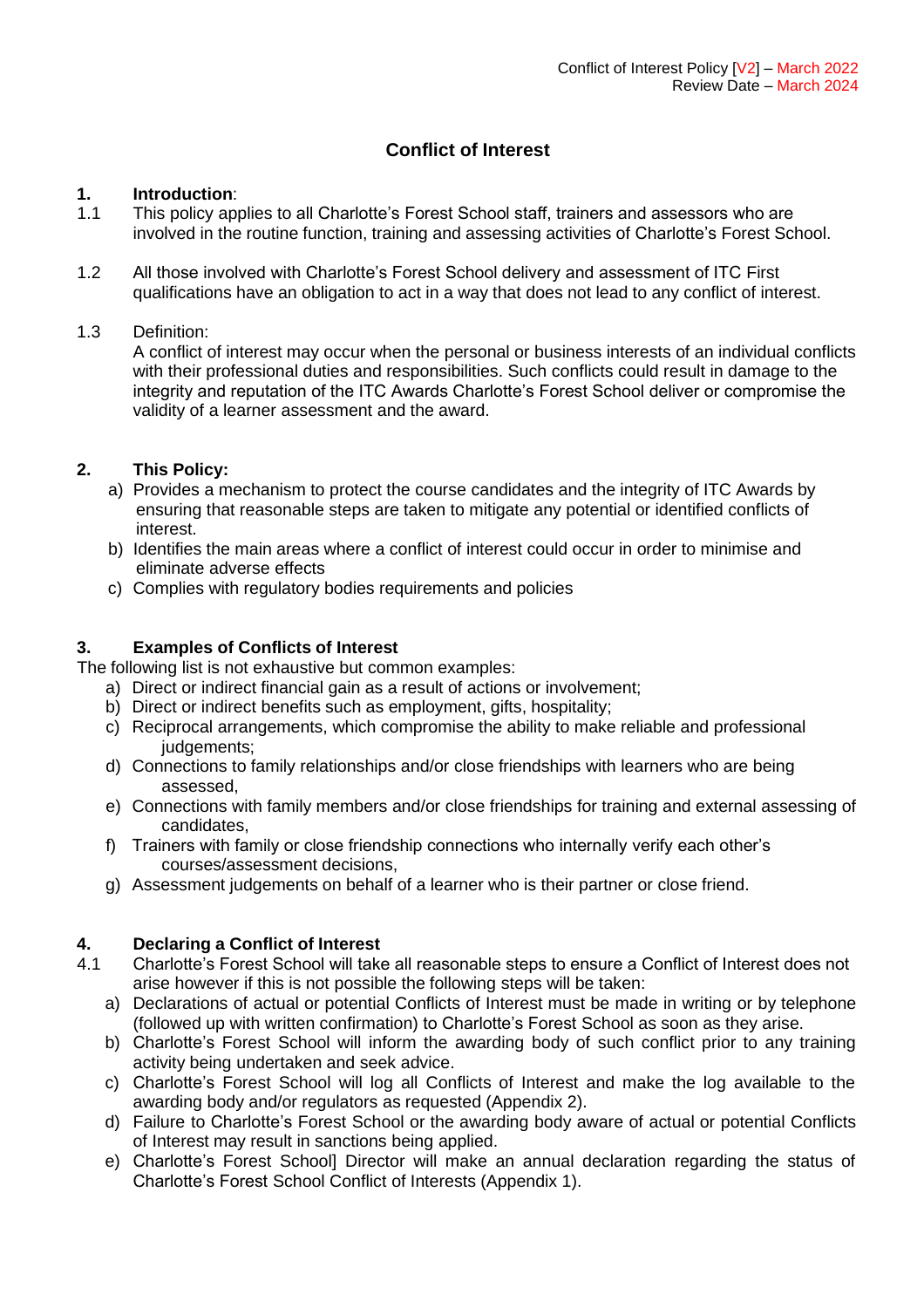# Conflict of Interest

## 1. Introduction:

1.1 This policy applies to all Charlotte's Forest School staff, trainers and assessors who are involved in the routine function, training and assessing activities of Charlotte's Forest School.

1.2 All those involved with Charlotte's Forest School delivery and assessment of ITC First qualifications have an obligation to act in a way that does not lead to any conflict of interest.

1.3 Definition:
A conflict of interest may occur when the personal or business interests of an individual conflicts with their professional duties and responsibilities. Such conflicts could result in damage to the integrity and reputation of the ITC Awards Charlotte's Forest School deliver or compromise the validity of a learner assessment and the award.

## 2. This Policy:

a) Provides a mechanism to protect the course candidates and the integrity of ITC Awards by ensuring that reasonable steps are taken to mitigate any potential or identified conflicts of interest.
b) Identifies the main areas where a conflict of interest could occur in order to minimise and eliminate adverse effects
c) Complies with regulatory bodies requirements and policies

## 3. Examples of Conflicts of Interest

The following list is not exhaustive but common examples:

a) Direct or indirect financial gain as a result of actions or involvement;
b) Direct or indirect benefits such as employment, gifts, hospitality;
c) Reciprocal arrangements, which compromise the ability to make reliable and professional judgements;
d) Connections to family relationships and/or close friendships with learners who are being assessed,
e) Connections with family members and/or close friendships for training and external assessing of candidates,
f) Trainers with family or close friendship connections who internally verify each other's courses/assessment decisions,
g) Assessment judgements on behalf of a learner who is their partner or close friend.

## 4. Declaring a Conflict of Interest

4.1 Charlotte's Forest School will take all reasonable steps to ensure a Conflict of Interest does not arise however if this is not possible the following steps will be taken:

a) Declarations of actual or potential Conflicts of Interest must be made in writing or by telephone (followed up with written confirmation) to Charlotte's Forest School as soon as they arise.
b) Charlotte's Forest School will inform the awarding body of such conflict prior to any training activity being undertaken and seek advice.
c) Charlotte's Forest School will log all Conflicts of Interest and make the log available to the awarding body and/or regulators as requested (Appendix 2).
d) Failure to Charlotte's Forest School or the awarding body aware of actual or potential Conflicts of Interest may result in sanctions being applied.
e) Charlotte's Forest School] Director will make an annual declaration regarding the status of Charlotte's Forest School Conflict of Interests (Appendix 1).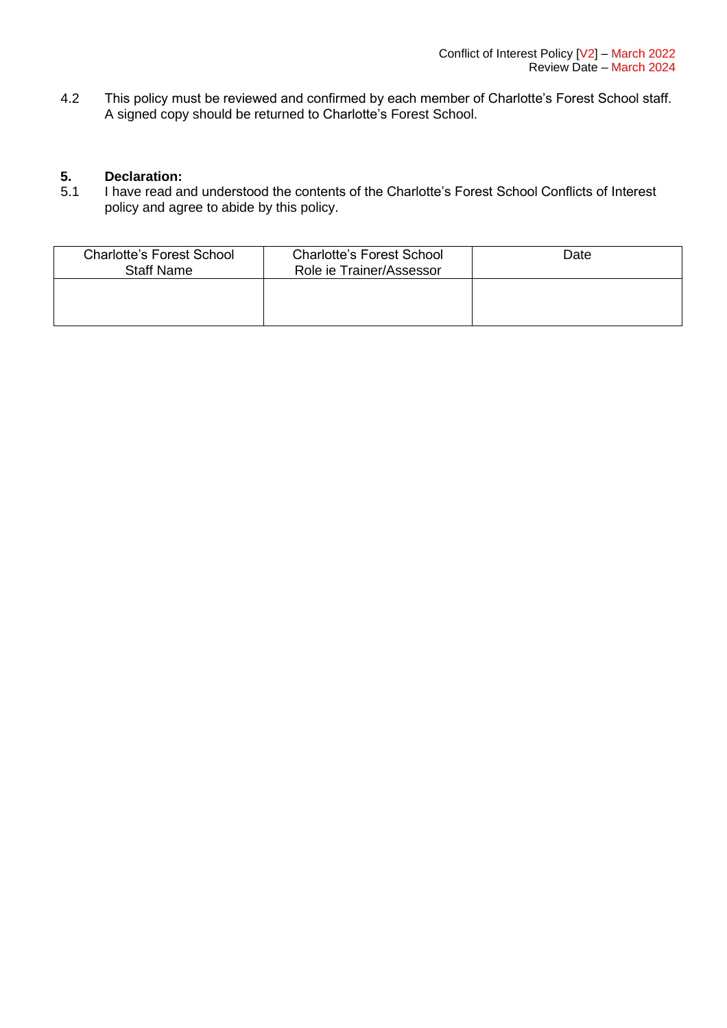4.2 This policy must be reviewed and confirmed by each member of Charlotte's Forest School staff. A signed copy should be returned to Charlotte's Forest School.

## 5. Declaration:

5.1 I have read and understood the contents of the Charlotte's Forest School Conflicts of Interest policy and agree to abide by this policy.

| Charlotte's Forest School Staff Name | Charlotte's Forest School Role ie Trainer/Assessor | Date |
|---|---|---|
| | | |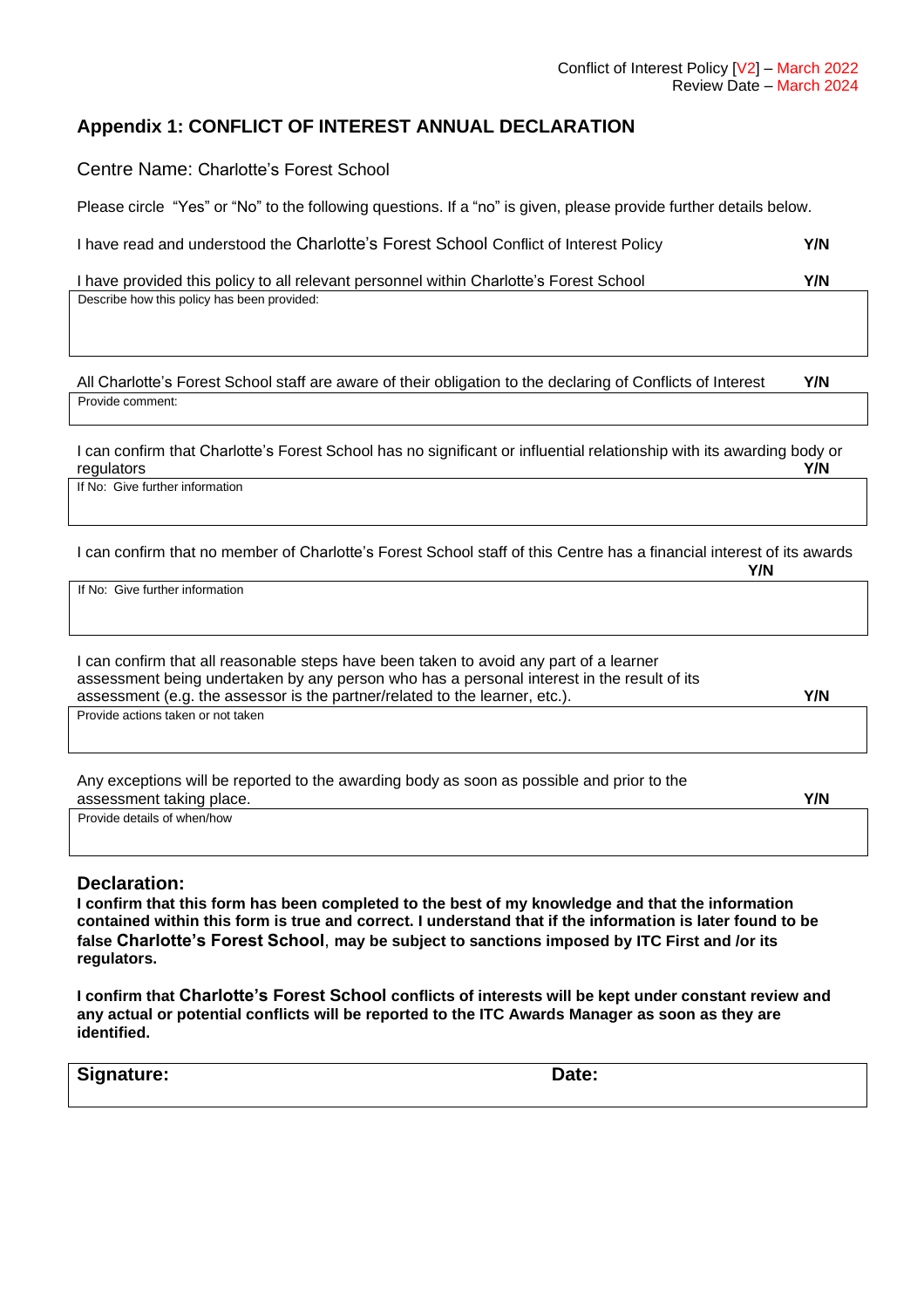## Appendix 1: CONFLICT OF INTEREST ANNUAL DECLARATION

Centre Name: Charlotte's Forest School

Please circle "Yes" or "No" to the following questions. If a "no" is given, please provide further details below.

I have read and understood the Charlotte's Forest School Conflict of Interest Policy **Y/N**

I have provided this policy to all relevant personnel within Charlotte's Forest School **Y/N**

| Describe how this policy has been provided: |
|---|

All Charlotte's Forest School staff are aware of their obligation to the declaring of Conflicts of Interest **Y/N**

| Provide comment: |
|---|

I can confirm that Charlotte's Forest School has no significant or influential relationship with its awarding body or regulators **Y/N**

| If No: Give further information |
|---|

I can confirm that no member of Charlotte's Forest School staff of this Centre has a financial interest of its awards **Y/N**

| If No: Give further information |
|---|

I can confirm that all reasonable steps have been taken to avoid any part of a learner assessment being undertaken by any person who has a personal interest in the result of its assessment (e.g. the assessor is the partner/related to the learner, etc.). **Y/N**

| Provide actions taken or not taken |
|---|

Any exceptions will be reported to the awarding body as soon as possible and prior to the assessment taking place. **Y/N**

| Provide details of when/how |
|---|

### Declaration:

**I confirm that this form has been completed to the best of my knowledge and that the information contained within this form is true and correct. I understand that if the information is later found to be false Charlotte's Forest School, may be subject to sanctions imposed by ITC First and /or its regulators.**

**I confirm that Charlotte's Forest School conflicts of interests will be kept under constant review and any actual or potential conflicts will be reported to the ITC Awards Manager as soon as they are identified.**

| **Signature:** | **Date:** |
|---|---|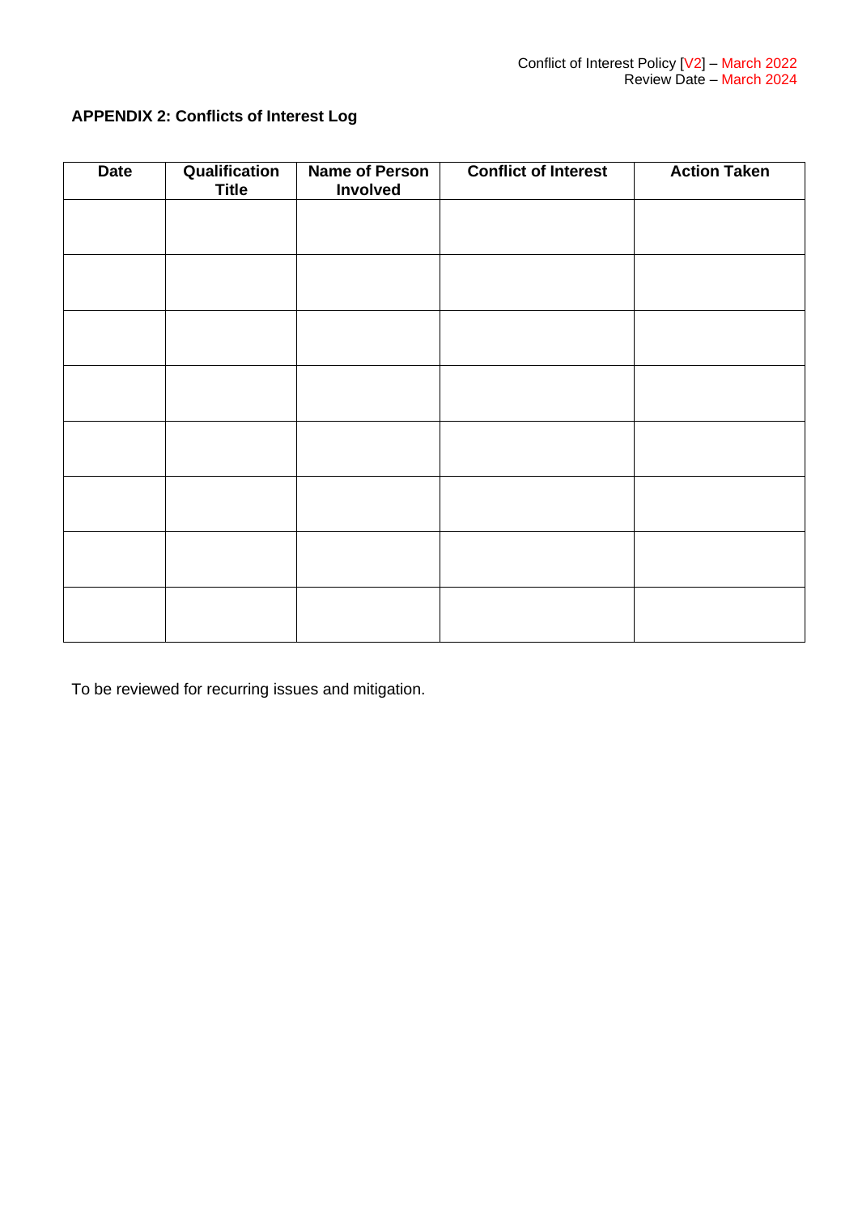**APPENDIX 2: Conflicts of Interest Log**

| Date | Qualification Title | Name of Person Involved | Conflict of Interest | Action Taken |
|---|---|---|---|---|
| | | | | |
| | | | | |
| | | | | |
| | | | | |
| | | | | |
| | | | | |
| | | | | |
| | | | | |

To be reviewed for recurring issues and mitigation.